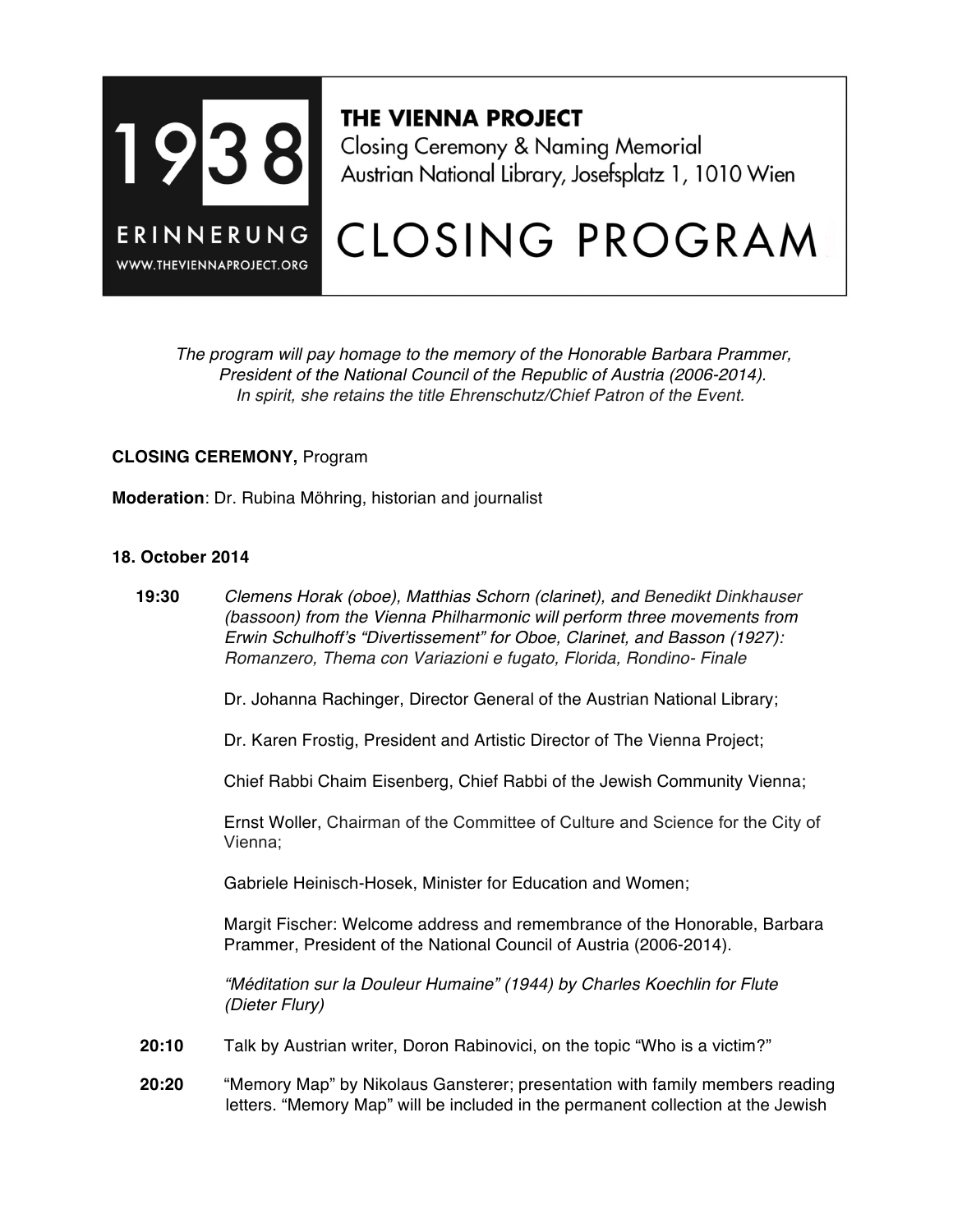1938 ERINNERUNG
WWW.THEVIENNAPROJECT.ORG

**THE VIENNA PROJECT**
Closing Ceremony & Naming Memorial
Austrian National Library, Josefsplatz 1, 1010 Wien

# CLOSING PROGRAM

*The program will pay homage to the memory of the Honorable Barbara Prammer, President of the National Council of the Republic of Austria (2006-2014). In spirit, she retains the title Ehrenschutz/Chief Patron of the Event.*

**CLOSING CEREMONY,** Program

**Moderation**: Dr. Rubina Möhring, historian and journalist

**18. October 2014**

**19:30** *Clemens Horak (oboe), Matthias Schorn (clarinet), and Benedikt Dinkhauser (bassoon) from the Vienna Philharmonic will perform three movements from Erwin Schulhoff's "Divertissement" for Oboe, Clarinet, and Basson (1927): Romanzero, Thema con Variazioni e fugato, Florida, Rondino- Finale*

Dr. Johanna Rachinger, Director General of the Austrian National Library;

Dr. Karen Frostig, President and Artistic Director of The Vienna Project;

Chief Rabbi Chaim Eisenberg, Chief Rabbi of the Jewish Community Vienna;

Ernst Woller, Chairman of the Committee of Culture and Science for the City of Vienna;

Gabriele Heinisch-Hosek, Minister for Education and Women;

Margit Fischer: Welcome address and remembrance of the Honorable, Barbara Prammer, President of the National Council of Austria (2006-2014).

*"Méditation sur la Douleur Humaine" (1944) by Charles Koechlin for Flute (Dieter Flury)*

**20:10** Talk by Austrian writer, Doron Rabinovici, on the topic "Who is a victim?"

**20:20** "Memory Map" by Nikolaus Gansterer; presentation with family members reading letters. "Memory Map" will be included in the permanent collection at the Jewish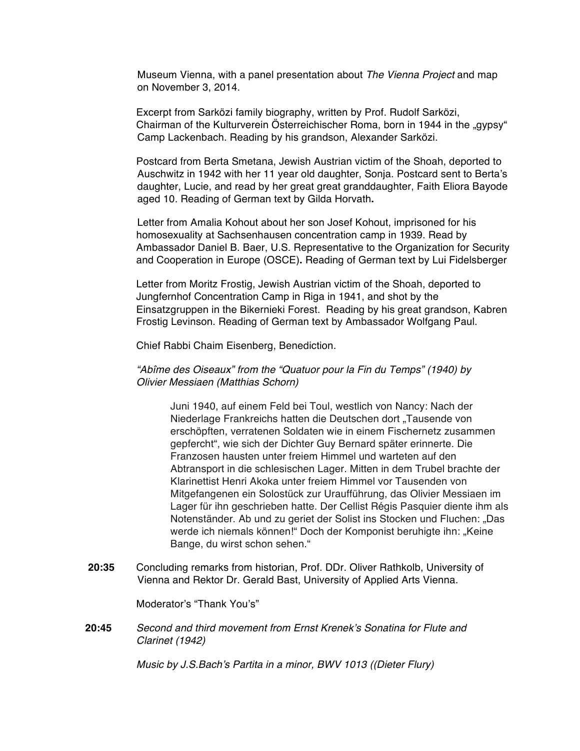Museum Vienna, with a panel presentation about *The Vienna Project* and map on November 3, 2014.

Excerpt from Sarközi family biography, written by Prof. Rudolf Sarközi, Chairman of the Kulturverein Österreichischer Roma, born in 1944 in the „gypsy“ Camp Lackenbach. Reading by his grandson, Alexander Sarközi.

Postcard from Berta Smetana, Jewish Austrian victim of the Shoah, deported to Auschwitz in 1942 with her 11 year old daughter, Sonja. Postcard sent to Berta's daughter, Lucie, and read by her great great granddaughter, Faith Eliora Bayode aged 10. Reading of German text by Gilda Horvath**.**

Letter from Amalia Kohout about her son Josef Kohout, imprisoned for his homosexuality at Sachsenhausen concentration camp in 1939. Read by Ambassador Daniel B. Baer, U.S. Representative to the Organization for Security and Cooperation in Europe (OSCE)**.** Reading of German text by Lui Fidelsberger

Letter from Moritz Frostig, Jewish Austrian victim of the Shoah, deported to Jungfernhof Concentration Camp in Riga in 1941, and shot by the Einsatzgruppen in the Bikernieki Forest. Reading by his great grandson, Kabren Frostig Levinson. Reading of German text by Ambassador Wolfgang Paul.

Chief Rabbi Chaim Eisenberg, Benediction.

*"Abîme des Oiseaux" from the "Quatuor pour la Fin du Temps" (1940) by Olivier Messiaen (Matthias Schorn)*

> Juni 1940, auf einem Feld bei Toul, westlich von Nancy: Nach der Niederlage Frankreichs hatten die Deutschen dort „Tausende von erschöpften, verratenen Soldaten wie in einem Fischernetz zusammen gepfercht“, wie sich der Dichter Guy Bernard später erinnerte. Die Franzosen hausten unter freiem Himmel und warteten auf den Abtransport in die schlesischen Lager. Mitten in dem Trubel brachte der Klarinettist Henri Akoka unter freiem Himmel vor Tausenden von Mitgefangenen ein Solostück zur Uraufführung, das Olivier Messiaen im Lager für ihn geschrieben hatte. Der Cellist Régis Pasquier diente ihm als Notenständer. Ab und zu geriet der Solist ins Stocken und Fluchen: „Das werde ich niemals können!“ Doch der Komponist beruhigte ihn: „Keine Bange, du wirst schon sehen.“

**20:35** Concluding remarks from historian, Prof. DDr. Oliver Rathkolb, University of Vienna and Rektor Dr. Gerald Bast, University of Applied Arts Vienna.

Moderator's "Thank You's"

**20:45** *Second and third movement from Ernst Krenek's Sonatina for Flute and Clarinet (1942)*

*Music by J.S.Bach's Partita in a minor, BWV 1013 ((Dieter Flury)*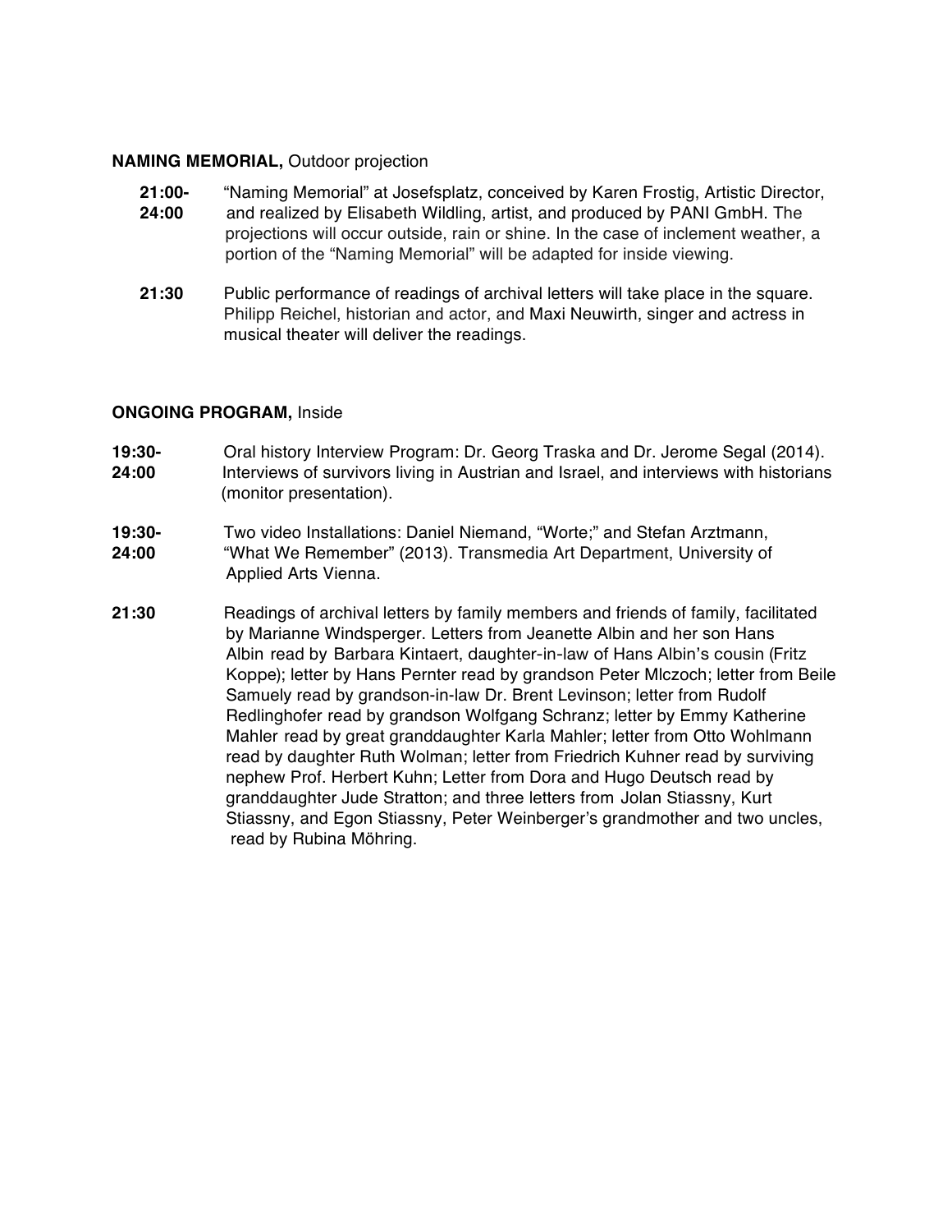**NAMING MEMORIAL,** Outdoor projection

**21:00-24:00** “Naming Memorial” at Josefsplatz, conceived by Karen Frostig, Artistic Director, and realized by Elisabeth Wildling, artist, and produced by PANI GmbH. The projections will occur outside, rain or shine. In the case of inclement weather, a portion of the “Naming Memorial” will be adapted for inside viewing.

**21:30** Public performance of readings of archival letters will take place in the square. Philipp Reichel, historian and actor, and Maxi Neuwirth, singer and actress in musical theater will deliver the readings.

**ONGOING PROGRAM,** Inside

**19:30-24:00** Oral history Interview Program: Dr. Georg Traska and Dr. Jerome Segal (2014). Interviews of survivors living in Austrian and Israel, and interviews with historians (monitor presentation).

**19:30-24:00** Two video Installations: Daniel Niemand, “Worte;” and Stefan Arztmann, “What We Remember” (2013). Transmedia Art Department, University of Applied Arts Vienna.

**21:30** Readings of archival letters by family members and friends of family, facilitated by Marianne Windsperger. Letters from Jeanette Albin and her son Hans Albin read by Barbara Kintaert, daughter-in-law of Hans Albin’s cousin (Fritz Koppe); letter by Hans Pernter read by grandson Peter Mlczoch; letter from Beile Samuely read by grandson-in-law Dr. Brent Levinson; letter from Rudolf Redlinghofer read by grandson Wolfgang Schranz; letter by Emmy Katherine Mahler read by great granddaughter Karla Mahler; letter from Otto Wohlmann read by daughter Ruth Wolman; letter from Friedrich Kuhner read by surviving nephew Prof. Herbert Kuhn; Letter from Dora and Hugo Deutsch read by granddaughter Jude Stratton; and three letters from Jolan Stiassny, Kurt Stiassny, and Egon Stiassny, Peter Weinberger’s grandmother and two uncles, read by Rubina Möhring.